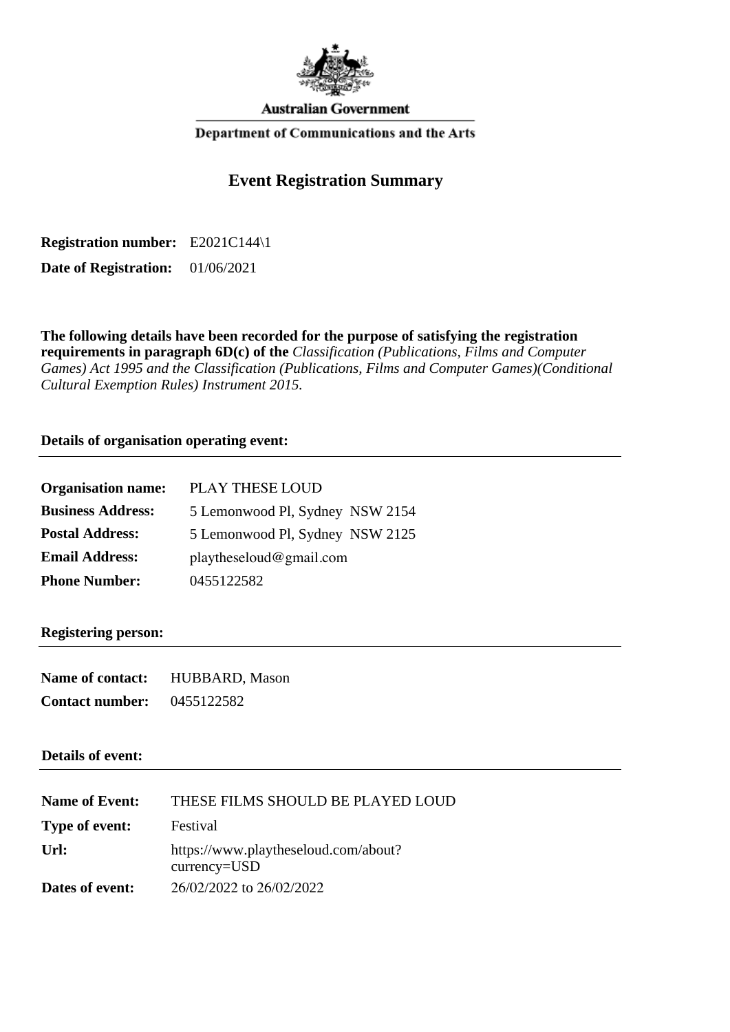Australian Government

Department of Communications and the Arts

# Event Registration Summary

**Registration number:** E2021C144\1

**Date of Registration:** 01/06/2021

**The following details have been recorded for the purpose of satisfying the registration requirements in paragraph 6D(c) of the** *Classification (Publications, Films and Computer Games) Act 1995 and the Classification (Publications, Films and Computer Games)(Conditional Cultural Exemption Rules) Instrument 2015.*

### Details of organisation operating event:

| | |
|---|---|
| **Organisation name:** | PLAY THESE LOUD |
| **Business Address:** | 5 Lemonwood Pl, Sydney NSW 2154 |
| **Postal Address:** | 5 Lemonwood Pl, Sydney NSW 2125 |
| **Email Address:** | playtheseloud@gmail.com |
| **Phone Number:** | 0455122582 |

### Registering person:

| | |
|---|---|
| **Name of contact:** | HUBBARD, Mason |
| **Contact number:** | 0455122582 |

### Details of event:

| | |
|---|---|
| **Name of Event:** | THESE FILMS SHOULD BE PLAYED LOUD |
| **Type of event:** | Festival |
| **Url:** | https://www.playtheseloud.com/about?currency=USD |
| **Dates of event:** | 26/02/2022 to 26/02/2022 |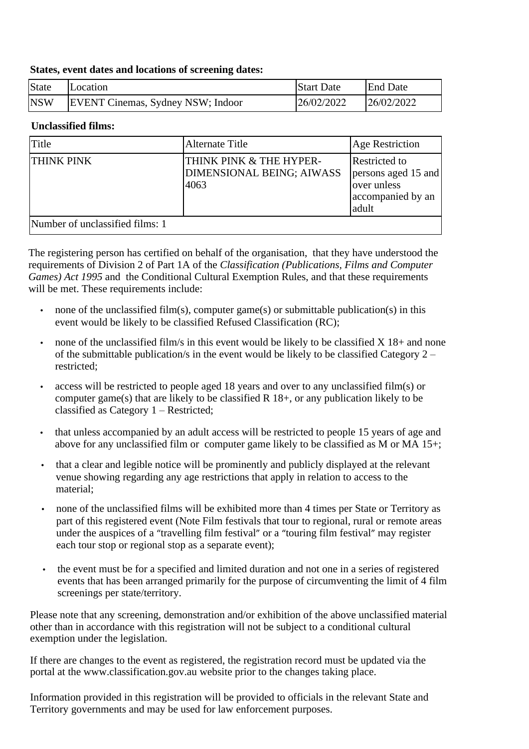**States, event dates and locations of screening dates:**

| State | Location | Start Date | End Date |
|---|---|---|---|
| NSW | EVENT Cinemas, Sydney NSW; Indoor | 26/02/2022 | 26/02/2022 |

**Unclassified films:**

| Title | Alternate Title | Age Restriction |
|---|---|---|
| THINK PINK | THINK PINK & THE HYPER-DIMENSIONAL BEING; AIWASS 4063 | Restricted to persons aged 15 and over unless accompanied by an adult |
| Number of unclassified films: 1 | | |

The registering person has certified on behalf of the organisation, that they have understood the requirements of Division 2 of Part 1A of the *Classification (Publications, Films and Computer Games) Act 1995* and the Conditional Cultural Exemption Rules, and that these requirements will be met. These requirements include:

- none of the unclassified film(s), computer game(s) or submittable publication(s) in this event would be likely to be classified Refused Classification (RC);
- none of the unclassified film/s in this event would be likely to be classified X 18+ and none of the submittable publication/s in the event would be likely to be classified Category 2 – restricted;
- access will be restricted to people aged 18 years and over to any unclassified film(s) or computer game(s) that are likely to be classified R 18+, or any publication likely to be classified as Category 1 – Restricted;
- that unless accompanied by an adult access will be restricted to people 15 years of age and above for any unclassified film or computer game likely to be classified as M or MA 15+;
- that a clear and legible notice will be prominently and publicly displayed at the relevant venue showing regarding any age restrictions that apply in relation to access to the material;
- none of the unclassified films will be exhibited more than 4 times per State or Territory as part of this registered event (Note Film festivals that tour to regional, rural or remote areas under the auspices of a "travelling film festival" or a "touring film festival" may register each tour stop or regional stop as a separate event);
- the event must be for a specified and limited duration and not one in a series of registered events that has been arranged primarily for the purpose of circumventing the limit of 4 film screenings per state/territory.

Please note that any screening, demonstration and/or exhibition of the above unclassified material other than in accordance with this registration will not be subject to a conditional cultural exemption under the legislation.

If there are changes to the event as registered, the registration record must be updated via the portal at the www.classification.gov.au website prior to the changes taking place.

Information provided in this registration will be provided to officials in the relevant State and Territory governments and may be used for law enforcement purposes.